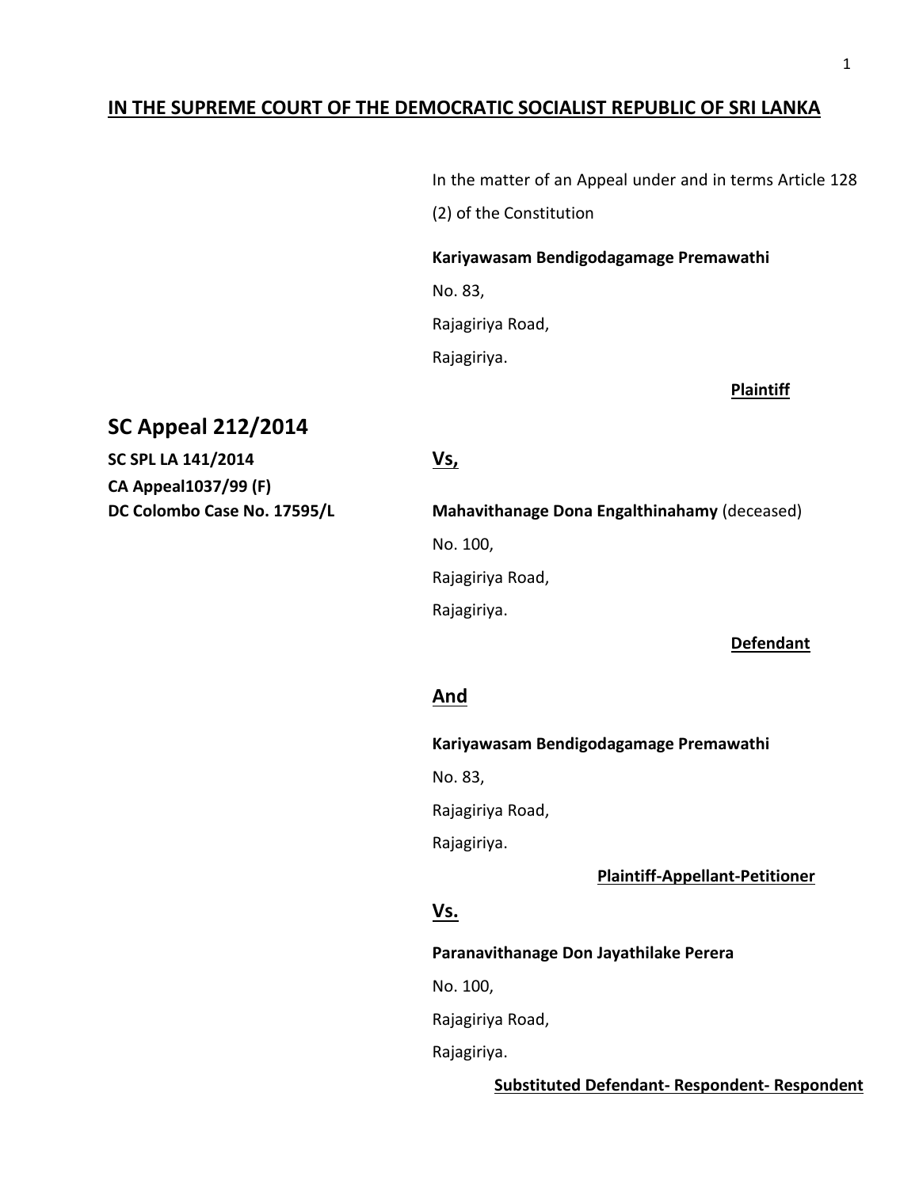**IN THE SUPREME COURT OF THE DEMOCRATIC SOCIALIST REPUBLIC OF SRI LANKA**

In the matter of an Appeal under and in terms Article 128 (2) of the Constitution

**Kariyawasam Bendigodagamage Premawathi**
No. 83,
Rajagiriya Road,
Rajagiriya.

**Plaintiff**

## SC Appeal 212/2014

**SC SPL LA 141/2014**
**CA Appeal1037/99 (F)**
**DC Colombo Case No. 17595/L**

**Vs,**

**Mahavithanage Dona Engalthinahamy** (deceased)
No. 100,
Rajagiriya Road,
Rajagiriya.

**Defendant**

**And**

**Kariyawasam Bendigodagamage Premawathi**
No. 83,
Rajagiriya Road,
Rajagiriya.

**Plaintiff-Appellant-Petitioner**

**Vs.**

**Paranavithanage Don Jayathilake Perera**
No. 100,
Rajagiriya Road,
Rajagiriya.

**Substituted Defendant- Respondent- Respondent**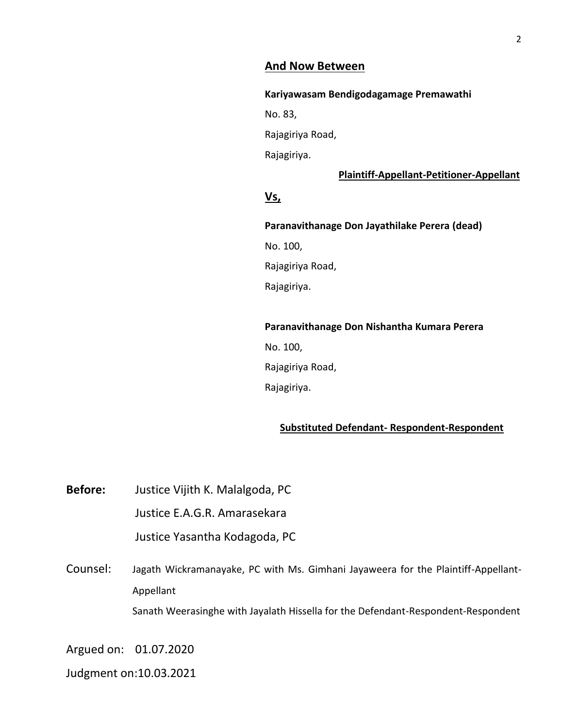**And Now Between**

**Kariyawasam Bendigodagamage Premawathi**

No. 83,

Rajagiriya Road,

Rajagiriya.

**Plaintiff-Appellant-Petitioner-Appellant**

**Vs,**

**Paranavithanage Don Jayathilake Perera (dead)**

No. 100,

Rajagiriya Road,

Rajagiriya.

**Paranavithanage Don Nishantha Kumara Perera**

No. 100,

Rajagiriya Road,

Rajagiriya.

**Substituted Defendant- Respondent-Respondent**

**Before:** Justice Vijith K. Malalgoda, PC

Justice E.A.G.R. Amarasekara

Justice Yasantha Kodagoda, PC

Counsel: Jagath Wickramanayake, PC with Ms. Gimhani Jayaweera for the Plaintiff-Appellant-Appellant

Sanath Weerasinghe with Jayalath Hissella for the Defendant-Respondent-Respondent

Argued on: 01.07.2020

Judgment on:10.03.2021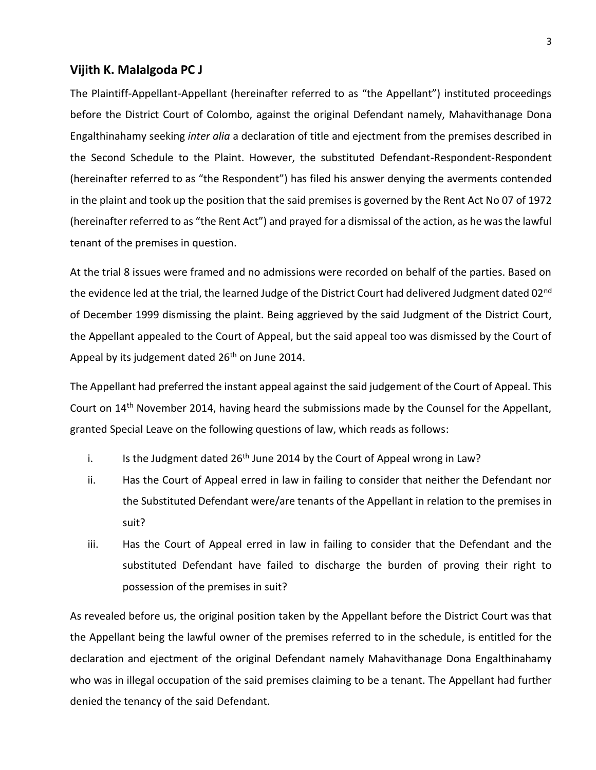## Vijith K. Malalgoda PC J

The Plaintiff-Appellant-Appellant (hereinafter referred to as "the Appellant") instituted proceedings before the District Court of Colombo, against the original Defendant namely, Mahavithanage Dona Engalthinahamy seeking *inter alia* a declaration of title and ejectment from the premises described in the Second Schedule to the Plaint. However, the substituted Defendant-Respondent-Respondent (hereinafter referred to as "the Respondent") has filed his answer denying the averments contended in the plaint and took up the position that the said premises is governed by the Rent Act No 07 of 1972 (hereinafter referred to as "the Rent Act") and prayed for a dismissal of the action, as he was the lawful tenant of the premises in question.

At the trial 8 issues were framed and no admissions were recorded on behalf of the parties. Based on the evidence led at the trial, the learned Judge of the District Court had delivered Judgment dated 02nd of December 1999 dismissing the plaint. Being aggrieved by the said Judgment of the District Court, the Appellant appealed to the Court of Appeal, but the said appeal too was dismissed by the Court of Appeal by its judgement dated 26th on June 2014.

The Appellant had preferred the instant appeal against the said judgement of the Court of Appeal. This Court on 14th November 2014, having heard the submissions made by the Counsel for the Appellant, granted Special Leave on the following questions of law, which reads as follows:

i. Is the Judgment dated 26th June 2014 by the Court of Appeal wrong in Law?

ii. Has the Court of Appeal erred in law in failing to consider that neither the Defendant nor the Substituted Defendant were/are tenants of the Appellant in relation to the premises in suit?

iii. Has the Court of Appeal erred in law in failing to consider that the Defendant and the substituted Defendant have failed to discharge the burden of proving their right to possession of the premises in suit?

As revealed before us, the original position taken by the Appellant before the District Court was that the Appellant being the lawful owner of the premises referred to in the schedule, is entitled for the declaration and ejectment of the original Defendant namely Mahavithanage Dona Engalthinahamy who was in illegal occupation of the said premises claiming to be a tenant. The Appellant had further denied the tenancy of the said Defendant.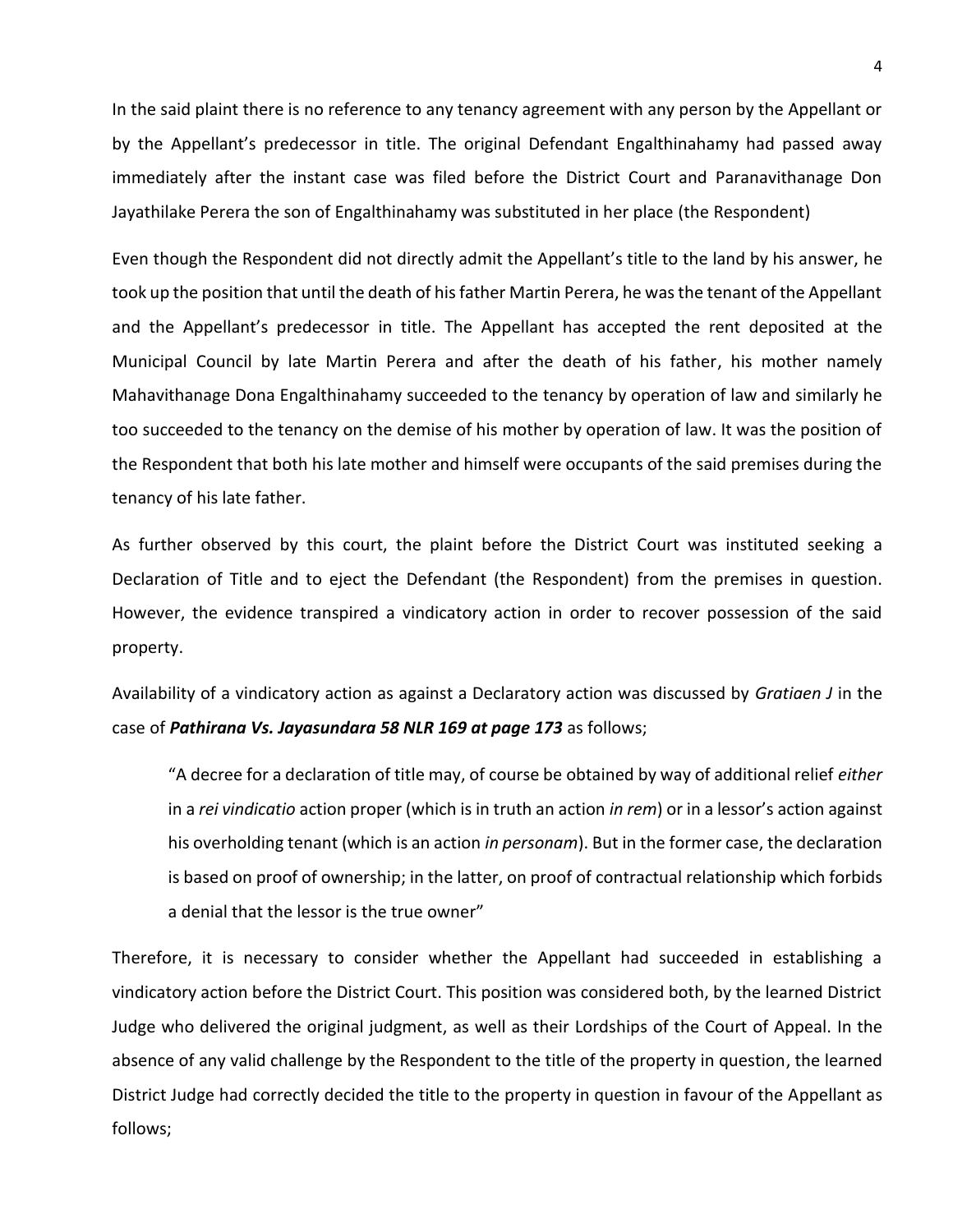In the said plaint there is no reference to any tenancy agreement with any person by the Appellant or by the Appellant's predecessor in title. The original Defendant Engalthinahamy had passed away immediately after the instant case was filed before the District Court and Paranavithanage Don Jayathilake Perera the son of Engalthinahamy was substituted in her place (the Respondent)

Even though the Respondent did not directly admit the Appellant's title to the land by his answer, he took up the position that until the death of his father Martin Perera, he was the tenant of the Appellant and the Appellant's predecessor in title. The Appellant has accepted the rent deposited at the Municipal Council by late Martin Perera and after the death of his father, his mother namely Mahavithanage Dona Engalthinahamy succeeded to the tenancy by operation of law and similarly he too succeeded to the tenancy on the demise of his mother by operation of law. It was the position of the Respondent that both his late mother and himself were occupants of the said premises during the tenancy of his late father.

As further observed by this court, the plaint before the District Court was instituted seeking a Declaration of Title and to eject the Defendant (the Respondent) from the premises in question. However, the evidence transpired a vindicatory action in order to recover possession of the said property.

Availability of a vindicatory action as against a Declaratory action was discussed by *Gratiaen J* in the case of ***Pathirana Vs. Jayasundara 58 NLR 169 at page 173*** as follows;

> "A decree for a declaration of title may, of course be obtained by way of additional relief *either* in a *rei vindicatio* action proper (which is in truth an action *in rem*) or in a lessor's action against his overholding tenant (which is an action *in personam*). But in the former case, the declaration is based on proof of ownership; in the latter, on proof of contractual relationship which forbids a denial that the lessor is the true owner"

Therefore, it is necessary to consider whether the Appellant had succeeded in establishing a vindicatory action before the District Court. This position was considered both, by the learned District Judge who delivered the original judgment, as well as their Lordships of the Court of Appeal. In the absence of any valid challenge by the Respondent to the title of the property in question, the learned District Judge had correctly decided the title to the property in question in favour of the Appellant as follows;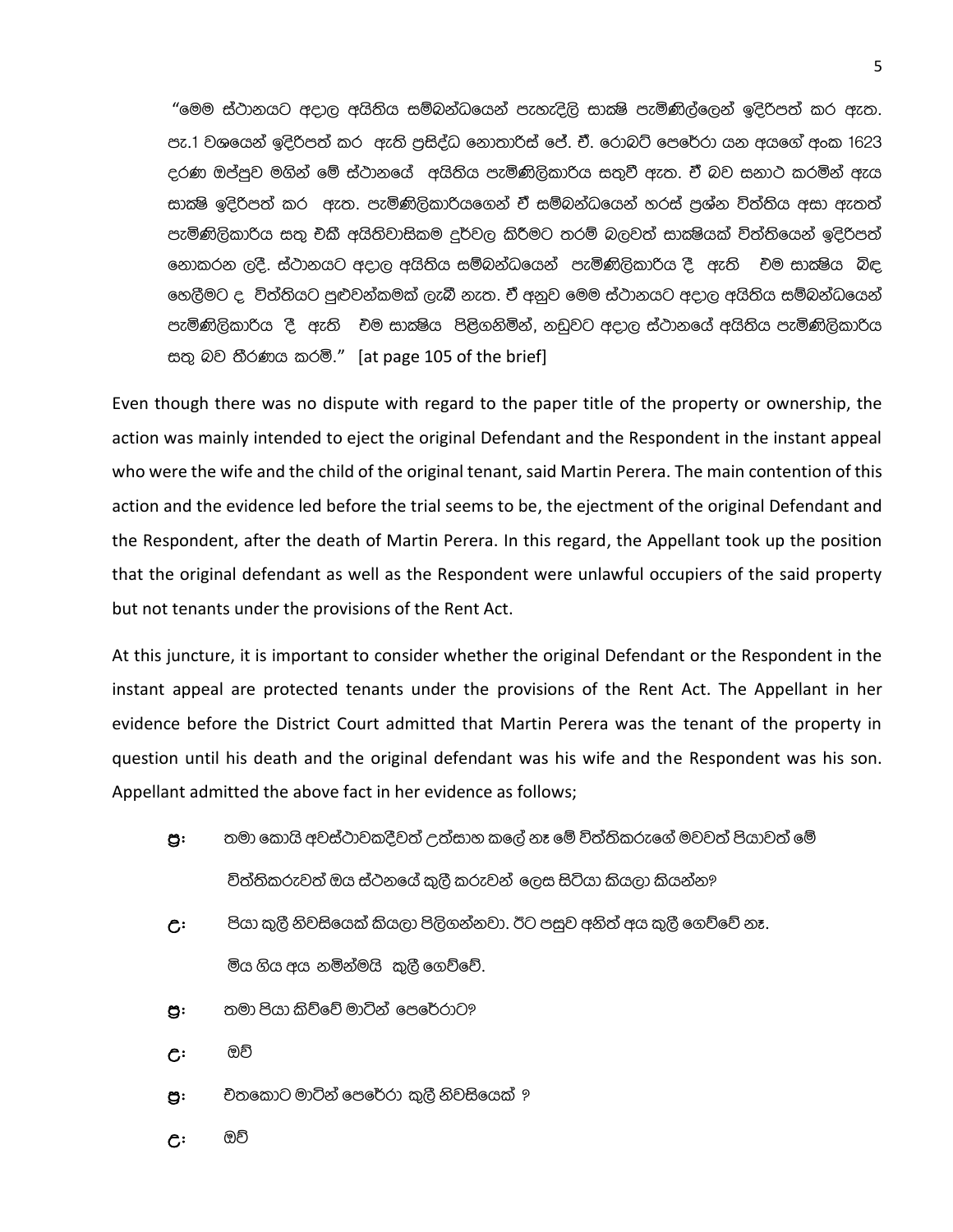"මෙම ස්ථානයට අදාල අයිතිය සම්බන්ධයෙන් පැහැදිලි සාක්ෂි පැමිණිල්ලෙන් ඉදිරිපත් කර ඇත. පැ.1 වශයෙන් ඉදිරිපත් කර ඇති ප්‍රසිද්ධ නොතාරිස් ජේ. ඒ. රොබට් පෙරේරා යන අයගේ අංක 1623 දරණ ඔප්පුව මගින් මේ ස්ථානයේ අයිතිය පැමිණිලිකාරිය සතුවී ඇත. ඒ බව සනාථ කරමින් ඇය සාක්ෂි ඉදිරිපත් කර ඇත. පැමිණිලිකාරියගෙන් ඒ සම්බන්ධයෙන් හරස් ප්‍රශ්න විත්තිය අසා ඇතත් පැමිණිලිකාරිය සතු එකී අයිතිවාසිකම දුර්වල කිරීමට තරම් බලවත් සාක්ෂියක් විත්තියෙන් ඉදිරිපත් නොකරන ලදී. ස්ථානයට අදාල අයිතිය සම්බන්ධයෙන් පැමිණිලිකාරිය දී ඇති එම සාක්ෂිය බිඳ හෙලීමට ද විත්තියට පුළුවන්කමක් ලැබී නැත. ඒ අනුව මෙම ස්ථානයට අදාල අයිතිය සම්බන්ධයෙන් පැමිණිලිකාරිය දී ඇති එම සාක්ෂිය පිළිගනිමින්, නඩුවට අදාල ස්ථානයේ අයිතිය පැමිණිලිකාරිය සතු බව තීරණය කරමි." [at page 105 of the brief]

Even though there was no dispute with regard to the paper title of the property or ownership, the action was mainly intended to eject the original Defendant and the Respondent in the instant appeal who were the wife and the child of the original tenant, said Martin Perera. The main contention of this action and the evidence led before the trial seems to be, the ejectment of the original Defendant and the Respondent, after the death of Martin Perera. In this regard, the Appellant took up the position that the original defendant as well as the Respondent were unlawful occupiers of the said property but not tenants under the provisions of the Rent Act.

At this juncture, it is important to consider whether the original Defendant or the Respondent in the instant appeal are protected tenants under the provisions of the Rent Act. The Appellant in her evidence before the District Court admitted that Martin Perera was the tenant of the property in question until his death and the original defendant was his wife and the Respondent was his son. Appellant admitted the above fact in her evidence as follows;

- ප්‍රඃ තමා කොයි අවස්ථාවකදීවත් උත්සාහ කලේ නෑ මේ විත්තිකරුගේ මවවත් පියාවත් මේ විත්තිකරුවත් ඔය ස්ථනයේ කුලී කරුවන් ලෙස සිටියා කියලා කියන්න?
- උඃ පියා කුලී නිවසියෙක් කියලා පිළිගන්නවා. ඊට පසුව අනිත් අය කුලී ගෙව්වේ නෑ. මිය ගිය අය නමින්මයි කුලී ගෙව්වේ.
- ප්‍රඃ තමා පියා කිව්වේ මාටින් පෙරේරාට?
- උඃ ඔව්
- ප්‍රඃ එතකොට මාටින් පෙරේරා කුලී නිවසියෙක් ?
- උඃ ඔව්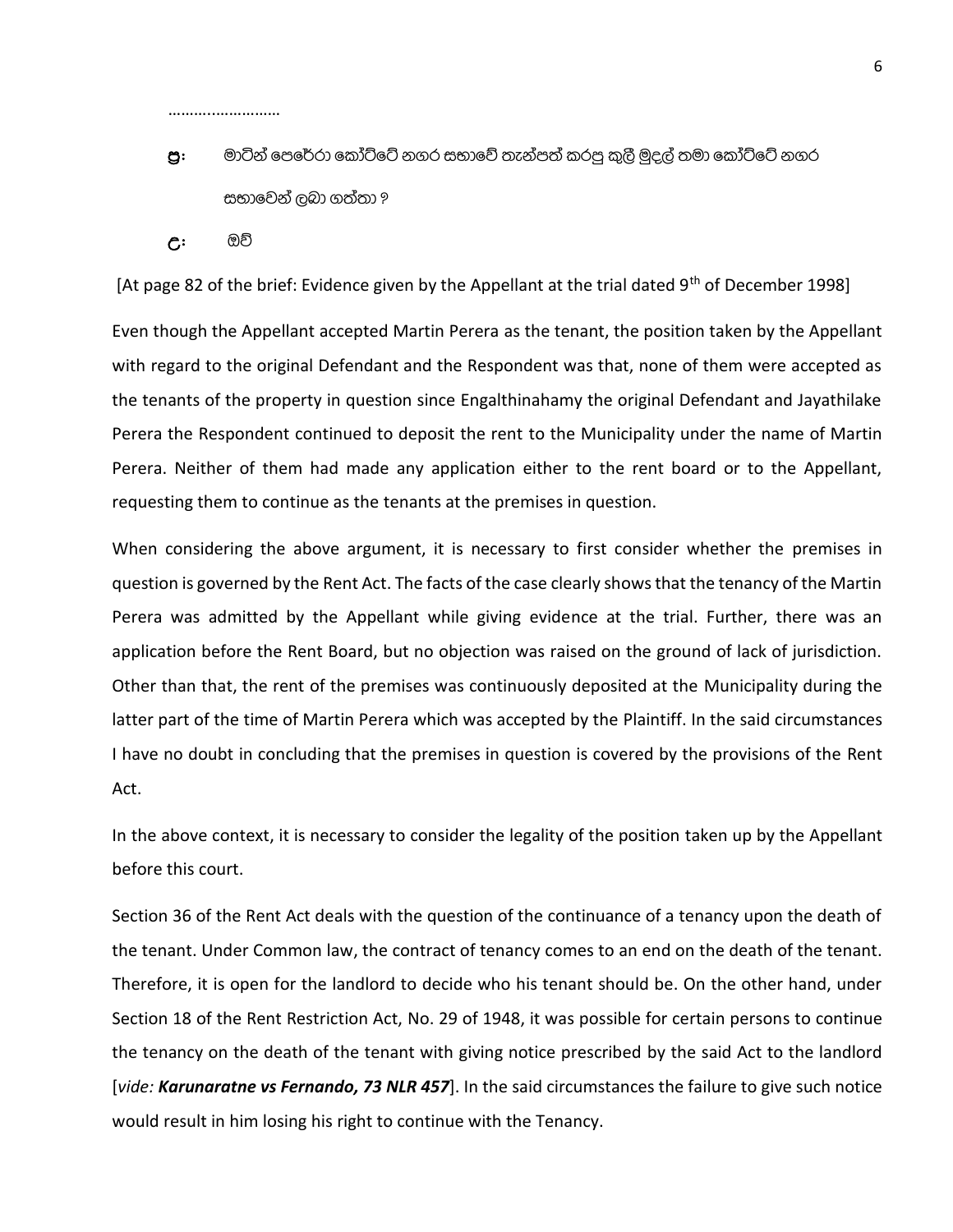……….……………

ප්‍ර: මාටින් පෙරේරා කෝට්ටේ නගර සභාවේ තැන්පත් කරපු කුලී මුදල් තමා කෝට්ටේ නගර සභාවෙන් ලබා ගත්තා ?

උ: ඔව්

[At page 82 of the brief: Evidence given by the Appellant at the trial dated 9th of December 1998]

Even though the Appellant accepted Martin Perera as the tenant, the position taken by the Appellant with regard to the original Defendant and the Respondent was that, none of them were accepted as the tenants of the property in question since Engalthinahamy the original Defendant and Jayathilake Perera the Respondent continued to deposit the rent to the Municipality under the name of Martin Perera. Neither of them had made any application either to the rent board or to the Appellant, requesting them to continue as the tenants at the premises in question.

When considering the above argument, it is necessary to first consider whether the premises in question is governed by the Rent Act. The facts of the case clearly shows that the tenancy of the Martin Perera was admitted by the Appellant while giving evidence at the trial. Further, there was an application before the Rent Board, but no objection was raised on the ground of lack of jurisdiction. Other than that, the rent of the premises was continuously deposited at the Municipality during the latter part of the time of Martin Perera which was accepted by the Plaintiff. In the said circumstances I have no doubt in concluding that the premises in question is covered by the provisions of the Rent Act.

In the above context, it is necessary to consider the legality of the position taken up by the Appellant before this court.

Section 36 of the Rent Act deals with the question of the continuance of a tenancy upon the death of the tenant. Under Common law, the contract of tenancy comes to an end on the death of the tenant. Therefore, it is open for the landlord to decide who his tenant should be. On the other hand, under Section 18 of the Rent Restriction Act, No. 29 of 1948, it was possible for certain persons to continue the tenancy on the death of the tenant with giving notice prescribed by the said Act to the landlord [*vide:* ***Karunaratne vs Fernando, 73 NLR 457***]. In the said circumstances the failure to give such notice would result in him losing his right to continue with the Tenancy.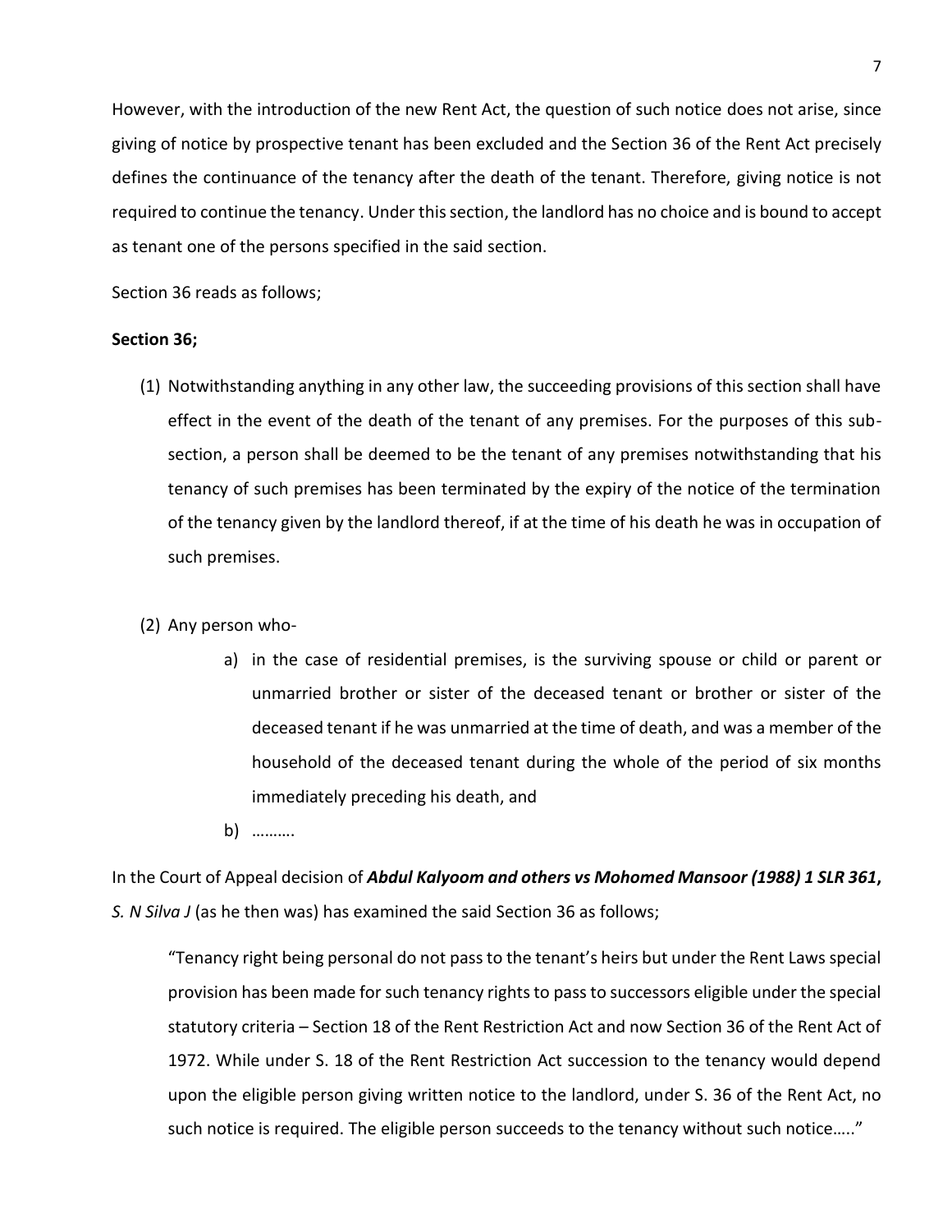However, with the introduction of the new Rent Act, the question of such notice does not arise, since giving of notice by prospective tenant has been excluded and the Section 36 of the Rent Act precisely defines the continuance of the tenancy after the death of the tenant. Therefore, giving notice is not required to continue the tenancy. Under this section, the landlord has no choice and is bound to accept as tenant one of the persons specified in the said section.

Section 36 reads as follows;

**Section 36;**

(1) Notwithstanding anything in any other law, the succeeding provisions of this section shall have effect in the event of the death of the tenant of any premises. For the purposes of this sub-section, a person shall be deemed to be the tenant of any premises notwithstanding that his tenancy of such premises has been terminated by the expiry of the notice of the termination of the tenancy given by the landlord thereof, if at the time of his death he was in occupation of such premises.

(2) Any person who-

a) in the case of residential premises, is the surviving spouse or child or parent or unmarried brother or sister of the deceased tenant or brother or sister of the deceased tenant if he was unmarried at the time of death, and was a member of the household of the deceased tenant during the whole of the period of six months immediately preceding his death, and

b) ……….

In the Court of Appeal decision of ***Abdul Kalyoom and others vs Mohomed Mansoor (1988) 1 SLR 361***, *S. N Silva J* (as he then was) has examined the said Section 36 as follows;

> "Tenancy right being personal do not pass to the tenant's heirs but under the Rent Laws special provision has been made for such tenancy rights to pass to successors eligible under the special statutory criteria – Section 18 of the Rent Restriction Act and now Section 36 of the Rent Act of 1972. While under S. 18 of the Rent Restriction Act succession to the tenancy would depend upon the eligible person giving written notice to the landlord, under S. 36 of the Rent Act, no such notice is required. The eligible person succeeds to the tenancy without such notice….."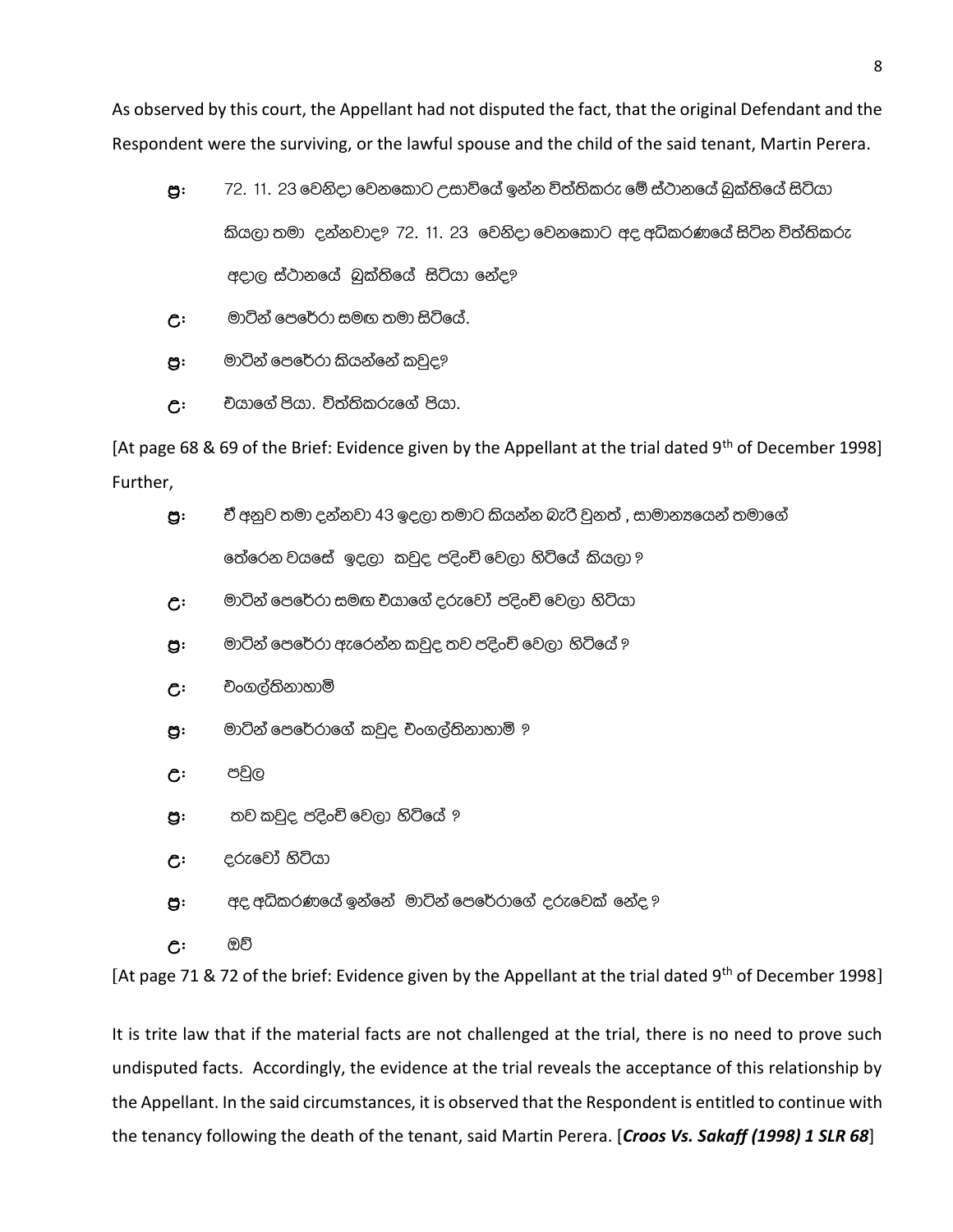As observed by this court, the Appellant had not disputed the fact, that the original Defendant and the Respondent were the surviving, or the lawful spouse and the child of the said tenant, Martin Perera.

ප්‍ර: 72. 11. 23 වෙනිදා වෙනකොට උසාවියේ ඉන්න විත්තිකරු මේ ස්ථානයේ බුක්තියේ සිටියා කියලා තමා දන්නවාද? 72. 11. 23 වෙනිදා වෙනකොට අද අධිකරණයේ සිටින විත්තිකරු අදාල ස්ථානයේ බුක්තියේ සිටියා නේද?

උ: මාටින් පෙරේරා සමඟ තමා සිටියේ.

ප්‍ර: මාටින් පෙරේරා කියන්නේ කවුද?

උ: එයාගේ පියා. විත්තිකරුගේ පියා.

[At page 68 & 69 of the Brief: Evidence given by the Appellant at the trial dated 9th of December 1998]

Further,

ප්‍ර: ඒ අනුව තමා දන්නවා 43 ඉදලා තමාට කියන්න බැරි වුනත් , සාමාන්‍යයෙන් තමාගේ තේරෙන වයසේ ඉදලා කවුද පදිංචි වෙලා හිටියේ කියලා ?

උ: මාටින් පෙරේරා සමඟ එයාගේ දරුවෝ පදිංචි වෙලා හිටියා

ප්‍ර: මාටින් පෙරේරා ඇරෙන්න කවුද තව පදිංචි වෙලා හිටියේ ?

උ: එංගල්තිනාහාමි

ප්‍ර: මාටින් පෙරේරාගේ කවුද එංගල්තිනාහාමි ?

උ: පවුල

ප්‍ර: තව කවුද පදිංචි වෙලා හිටියේ ?

උ: දරුවෝ හිටියා

ප්‍ර: අද අධිකරණයේ ඉන්නේ මාටින් පෙරේරාගේ දරුවෙක් නේද ?

උ: ඔව්

[At page 71 & 72 of the brief: Evidence given by the Appellant at the trial dated 9th of December 1998]

It is trite law that if the material facts are not challenged at the trial, there is no need to prove such undisputed facts. Accordingly, the evidence at the trial reveals the acceptance of this relationship by the Appellant. In the said circumstances, it is observed that the Respondent is entitled to continue with the tenancy following the death of the tenant, said Martin Perera. [***Croos Vs. Sakaff (1998) 1 SLR 68***]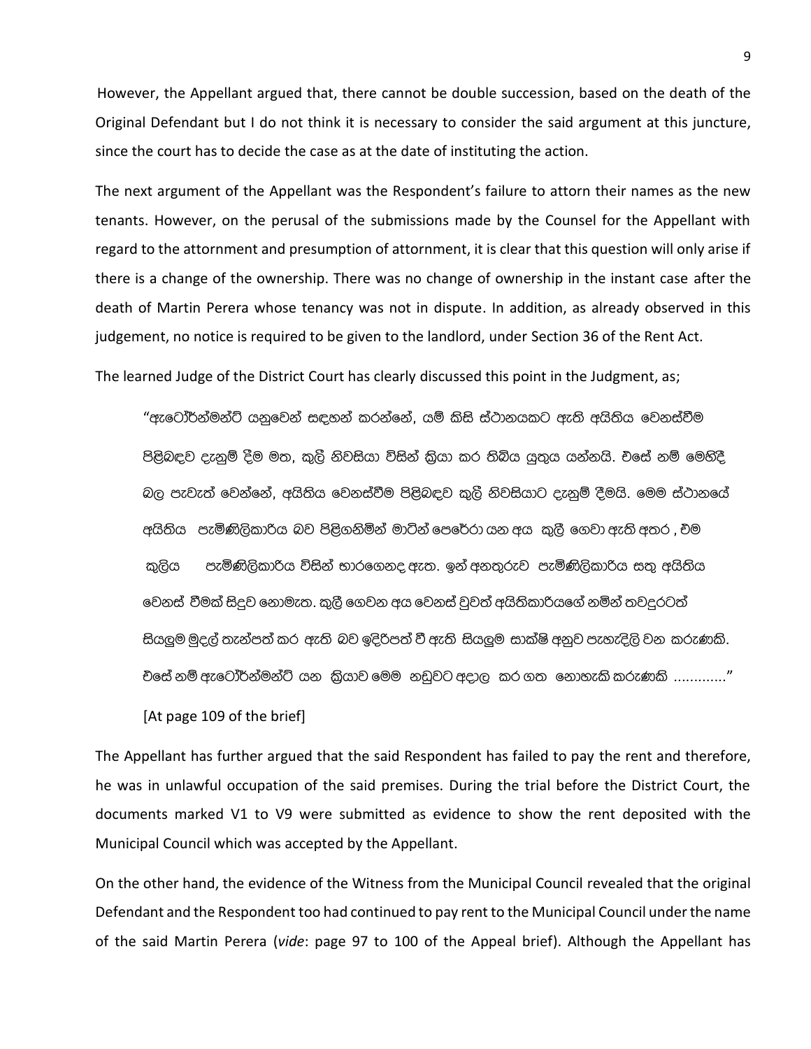However, the Appellant argued that, there cannot be double succession, based on the death of the Original Defendant but I do not think it is necessary to consider the said argument at this juncture, since the court has to decide the case as at the date of instituting the action.

The next argument of the Appellant was the Respondent's failure to attorn their names as the new tenants. However, on the perusal of the submissions made by the Counsel for the Appellant with regard to the attornment and presumption of attornment, it is clear that this question will only arise if there is a change of the ownership. There was no change of ownership in the instant case after the death of Martin Perera whose tenancy was not in dispute. In addition, as already observed in this judgement, no notice is required to be given to the landlord, under Section 36 of the Rent Act.

The learned Judge of the District Court has clearly discussed this point in the Judgment, as;

> "ඇටෝර්න්මන්ට් යනුවෙන් සඳහන් කරන්නේ, යම් කිසි ස්ථානයකට ඇති අයිතිය වෙනස්වීම පිළිබඳව දැනුම් දීම මත, කුලී නිවසියා විසින් ක්‍රියා කර තිබිය යුතුය යන්නයි. එසේ නම් මෙහිදී බල පැවැත් වෙන්නේ, අයිතිය වෙනස්වීම පිළිබඳව කුලී නිවසියාට දැනුම් දීමයි. මෙම ස්ථානයේ අයිතිය පැමිණිලිකාරිය බව පිළිගනිමින් මාටින් පෙරේරා යන අය කුලී ගෙවා ඇති අතර , එම කුලිය පැමිණිලිකාරිය විසින් භාරගෙනද ඇත. ඉන් අනතුරුව පැමිණිලිකාරිය සතු අයිතිය වෙනස් වීමක් සිදුව නොමැත. කුලී ගෙවන අය වෙනස් වුවත් අයිතිකාරියගේ නමින් තවදුරටත් සියලුම මුදල් තැන්පත් කර ඇති බව ඉදිරිපත් වී ඇති සියලුම සාක්ෂි අනුව පැහැදිලි වන කරුණකි. එසේ නම් ඇටෝර්න්මන්ට් යන ක්‍රියාව මෙම නඩුවට අදාල කර ගත නොහැකි කරුණකි ............"
>
> [At page 109 of the brief]

The Appellant has further argued that the said Respondent has failed to pay the rent and therefore, he was in unlawful occupation of the said premises. During the trial before the District Court, the documents marked V1 to V9 were submitted as evidence to show the rent deposited with the Municipal Council which was accepted by the Appellant.

On the other hand, the evidence of the Witness from the Municipal Council revealed that the original Defendant and the Respondent too had continued to pay rent to the Municipal Council under the name of the said Martin Perera (*vide*: page 97 to 100 of the Appeal brief). Although the Appellant has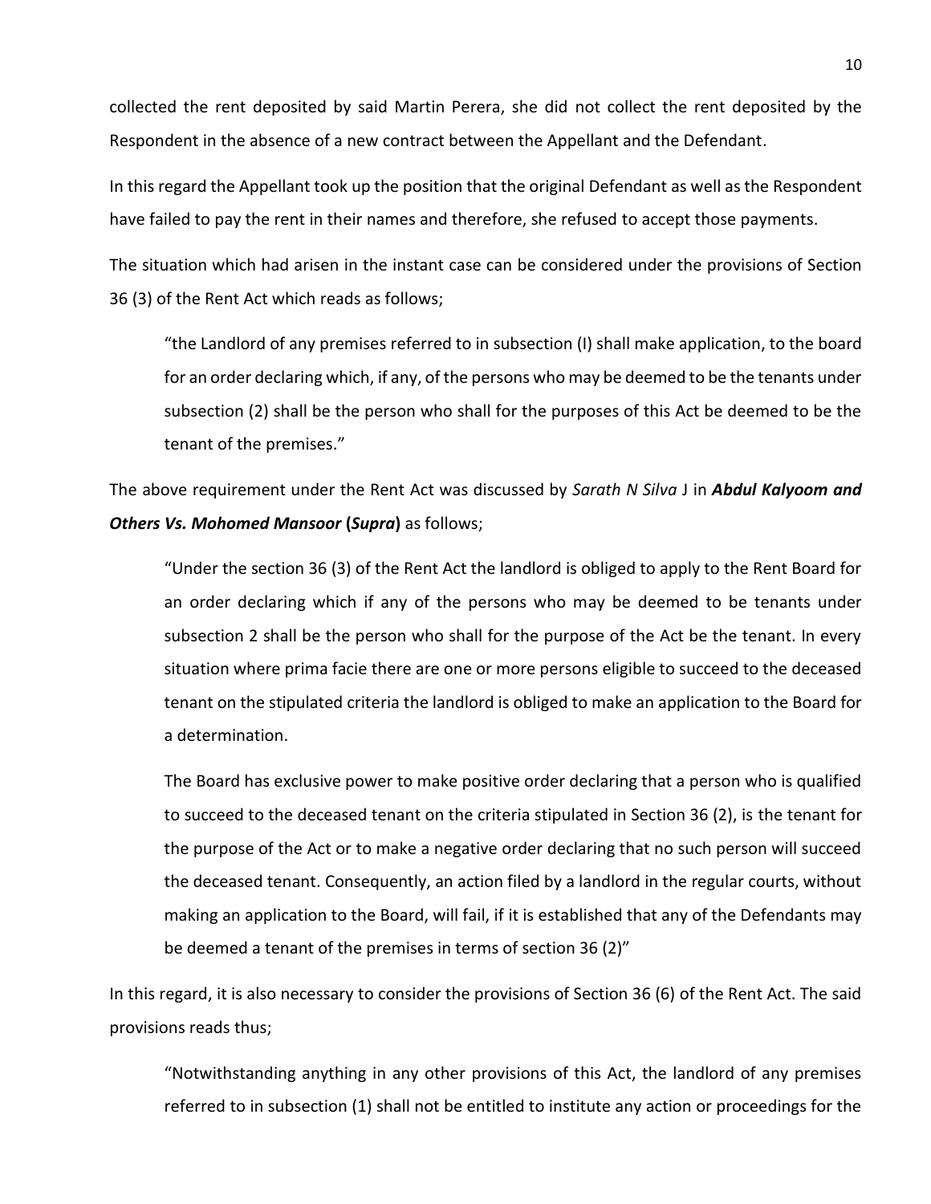collected the rent deposited by said Martin Perera, she did not collect the rent deposited by the Respondent in the absence of a new contract between the Appellant and the Defendant.

In this regard the Appellant took up the position that the original Defendant as well as the Respondent have failed to pay the rent in their names and therefore, she refused to accept those payments.

The situation which had arisen in the instant case can be considered under the provisions of Section 36 (3) of the Rent Act which reads as follows;

> "the Landlord of any premises referred to in subsection (I) shall make application, to the board for an order declaring which, if any, of the persons who may be deemed to be the tenants under subsection (2) shall be the person who shall for the purposes of this Act be deemed to be the tenant of the premises."

The above requirement under the Rent Act was discussed by *Sarath N Silva* J in ***Abdul Kalyoom and Others Vs. Mohomed Mansoor* (*Supra*)** as follows;

> "Under the section 36 (3) of the Rent Act the landlord is obliged to apply to the Rent Board for an order declaring which if any of the persons who may be deemed to be tenants under subsection 2 shall be the person who shall for the purpose of the Act be the tenant. In every situation where prima facie there are one or more persons eligible to succeed to the deceased tenant on the stipulated criteria the landlord is obliged to make an application to the Board for a determination.
>
> The Board has exclusive power to make positive order declaring that a person who is qualified to succeed to the deceased tenant on the criteria stipulated in Section 36 (2), is the tenant for the purpose of the Act or to make a negative order declaring that no such person will succeed the deceased tenant. Consequently, an action filed by a landlord in the regular courts, without making an application to the Board, will fail, if it is established that any of the Defendants may be deemed a tenant of the premises in terms of section 36 (2)"

In this regard, it is also necessary to consider the provisions of Section 36 (6) of the Rent Act. The said provisions reads thus;

> "Notwithstanding anything in any other provisions of this Act, the landlord of any premises referred to in subsection (1) shall not be entitled to institute any action or proceedings for the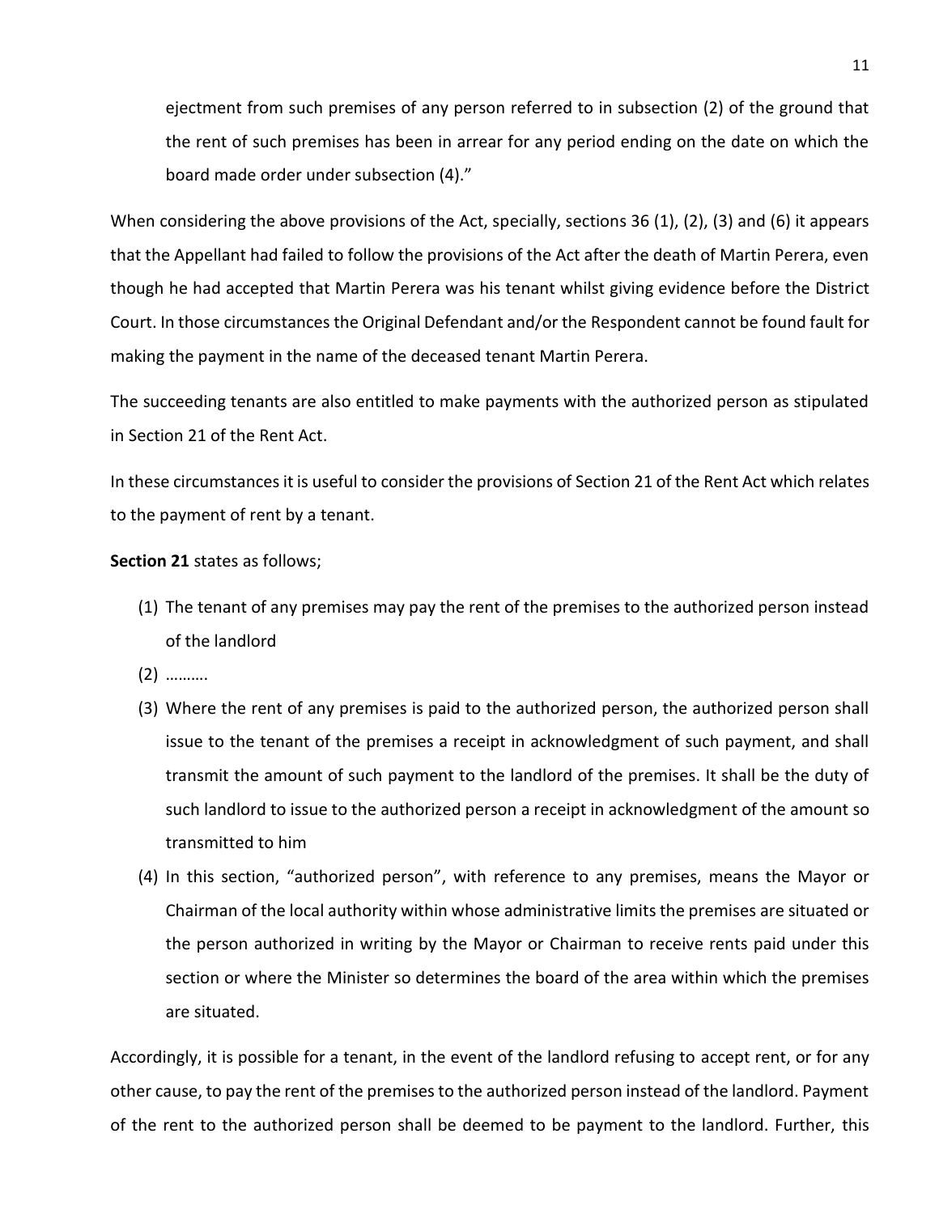ejectment from such premises of any person referred to in subsection (2) of the ground that the rent of such premises has been in arrear for any period ending on the date on which the board made order under subsection (4)."

When considering the above provisions of the Act, specially, sections 36 (1), (2), (3) and (6) it appears that the Appellant had failed to follow the provisions of the Act after the death of Martin Perera, even though he had accepted that Martin Perera was his tenant whilst giving evidence before the District Court. In those circumstances the Original Defendant and/or the Respondent cannot be found fault for making the payment in the name of the deceased tenant Martin Perera.

The succeeding tenants are also entitled to make payments with the authorized person as stipulated in Section 21 of the Rent Act.

In these circumstances it is useful to consider the provisions of Section 21 of the Rent Act which relates to the payment of rent by a tenant.

**Section 21** states as follows;

(1) The tenant of any premises may pay the rent of the premises to the authorized person instead of the landlord

(2) ……….

(3) Where the rent of any premises is paid to the authorized person, the authorized person shall issue to the tenant of the premises a receipt in acknowledgment of such payment, and shall transmit the amount of such payment to the landlord of the premises. It shall be the duty of such landlord to issue to the authorized person a receipt in acknowledgment of the amount so transmitted to him

(4) In this section, "authorized person", with reference to any premises, means the Mayor or Chairman of the local authority within whose administrative limits the premises are situated or the person authorized in writing by the Mayor or Chairman to receive rents paid under this section or where the Minister so determines the board of the area within which the premises are situated.

Accordingly, it is possible for a tenant, in the event of the landlord refusing to accept rent, or for any other cause, to pay the rent of the premises to the authorized person instead of the landlord. Payment of the rent to the authorized person shall be deemed to be payment to the landlord. Further, this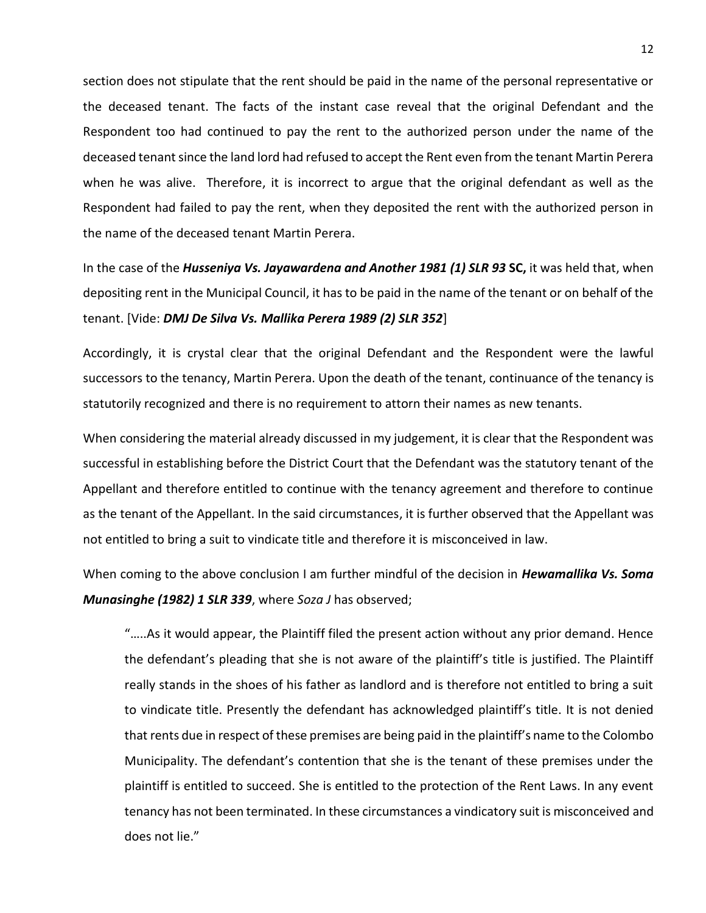section does not stipulate that the rent should be paid in the name of the personal representative or the deceased tenant. The facts of the instant case reveal that the original Defendant and the Respondent too had continued to pay the rent to the authorized person under the name of the deceased tenant since the land lord had refused to accept the Rent even from the tenant Martin Perera when he was alive. Therefore, it is incorrect to argue that the original defendant as well as the Respondent had failed to pay the rent, when they deposited the rent with the authorized person in the name of the deceased tenant Martin Perera.

In the case of the ***Husseniya Vs. Jayawardena and Another 1981 (1) SLR 93*** **SC,** it was held that, when depositing rent in the Municipal Council, it has to be paid in the name of the tenant or on behalf of the tenant. [Vide: ***DMJ De Silva Vs. Mallika Perera 1989 (2) SLR 352***]

Accordingly, it is crystal clear that the original Defendant and the Respondent were the lawful successors to the tenancy, Martin Perera. Upon the death of the tenant, continuance of the tenancy is statutorily recognized and there is no requirement to attorn their names as new tenants.

When considering the material already discussed in my judgement, it is clear that the Respondent was successful in establishing before the District Court that the Defendant was the statutory tenant of the Appellant and therefore entitled to continue with the tenancy agreement and therefore to continue as the tenant of the Appellant. In the said circumstances, it is further observed that the Appellant was not entitled to bring a suit to vindicate title and therefore it is misconceived in law.

When coming to the above conclusion I am further mindful of the decision in ***Hewamallika Vs. Soma Munasinghe (1982) 1 SLR 339***, where *Soza J* has observed;

> "…..As it would appear, the Plaintiff filed the present action without any prior demand. Hence the defendant's pleading that she is not aware of the plaintiff's title is justified. The Plaintiff really stands in the shoes of his father as landlord and is therefore not entitled to bring a suit to vindicate title. Presently the defendant has acknowledged plaintiff's title. It is not denied that rents due in respect of these premises are being paid in the plaintiff's name to the Colombo Municipality. The defendant's contention that she is the tenant of these premises under the plaintiff is entitled to succeed. She is entitled to the protection of the Rent Laws. In any event tenancy has not been terminated. In these circumstances a vindicatory suit is misconceived and does not lie."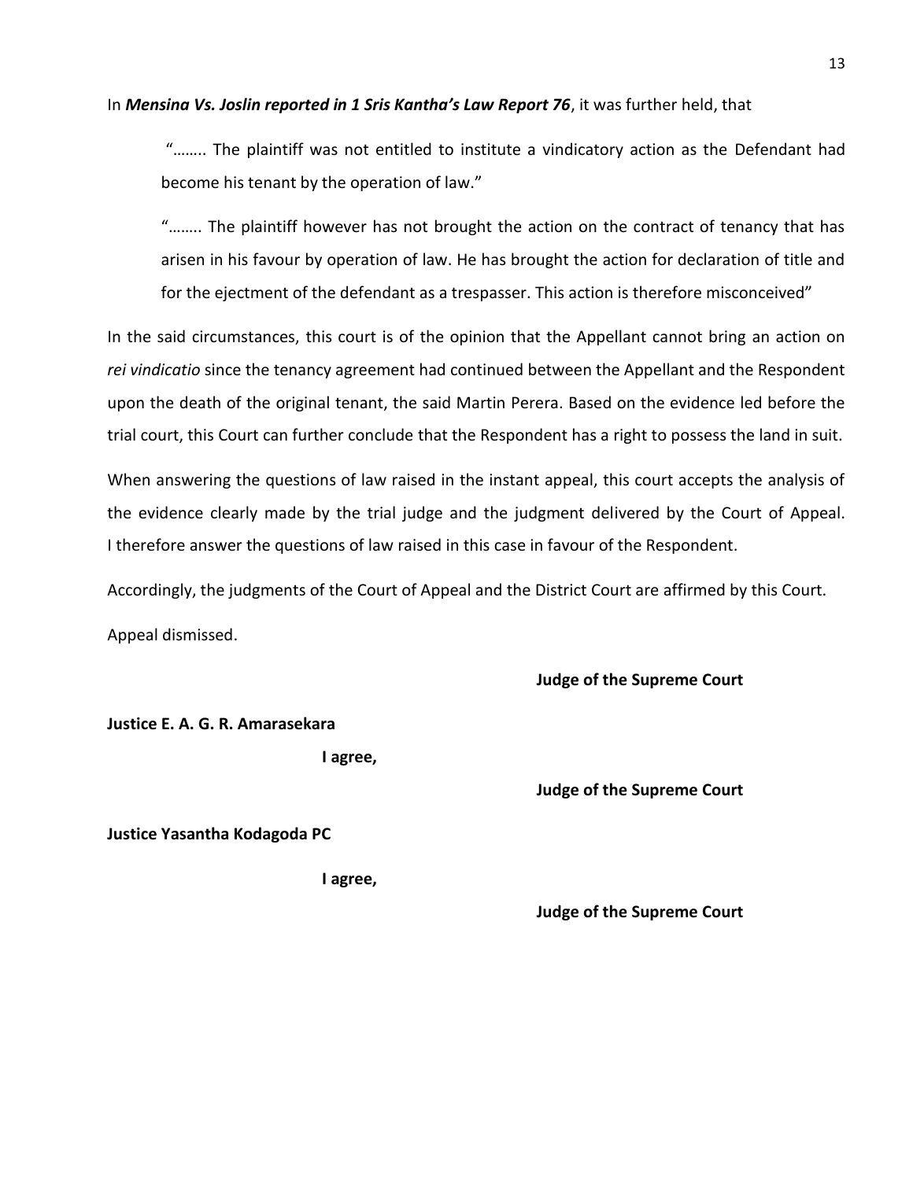In ***Mensina Vs. Joslin reported in 1 Sris Kantha's Law Report 76***, it was further held, that

> "…….. The plaintiff was not entitled to institute a vindicatory action as the Defendant had become his tenant by the operation of law."
>
> "…….. The plaintiff however has not brought the action on the contract of tenancy that has arisen in his favour by operation of law. He has brought the action for declaration of title and for the ejectment of the defendant as a trespasser. This action is therefore misconceived"

In the said circumstances, this court is of the opinion that the Appellant cannot bring an action on *rei vindicatio* since the tenancy agreement had continued between the Appellant and the Respondent upon the death of the original tenant, the said Martin Perera. Based on the evidence led before the trial court, this Court can further conclude that the Respondent has a right to possess the land in suit.

When answering the questions of law raised in the instant appeal, this court accepts the analysis of the evidence clearly made by the trial judge and the judgment delivered by the Court of Appeal. I therefore answer the questions of law raised in this case in favour of the Respondent.

Accordingly, the judgments of the Court of Appeal and the District Court are affirmed by this Court.

Appeal dismissed.

**Judge of the Supreme Court**

**Justice E. A. G. R. Amarasekara**

**I agree,**

**Judge of the Supreme Court**

**Justice Yasantha Kodagoda PC**

**I agree,**

**Judge of the Supreme Court**